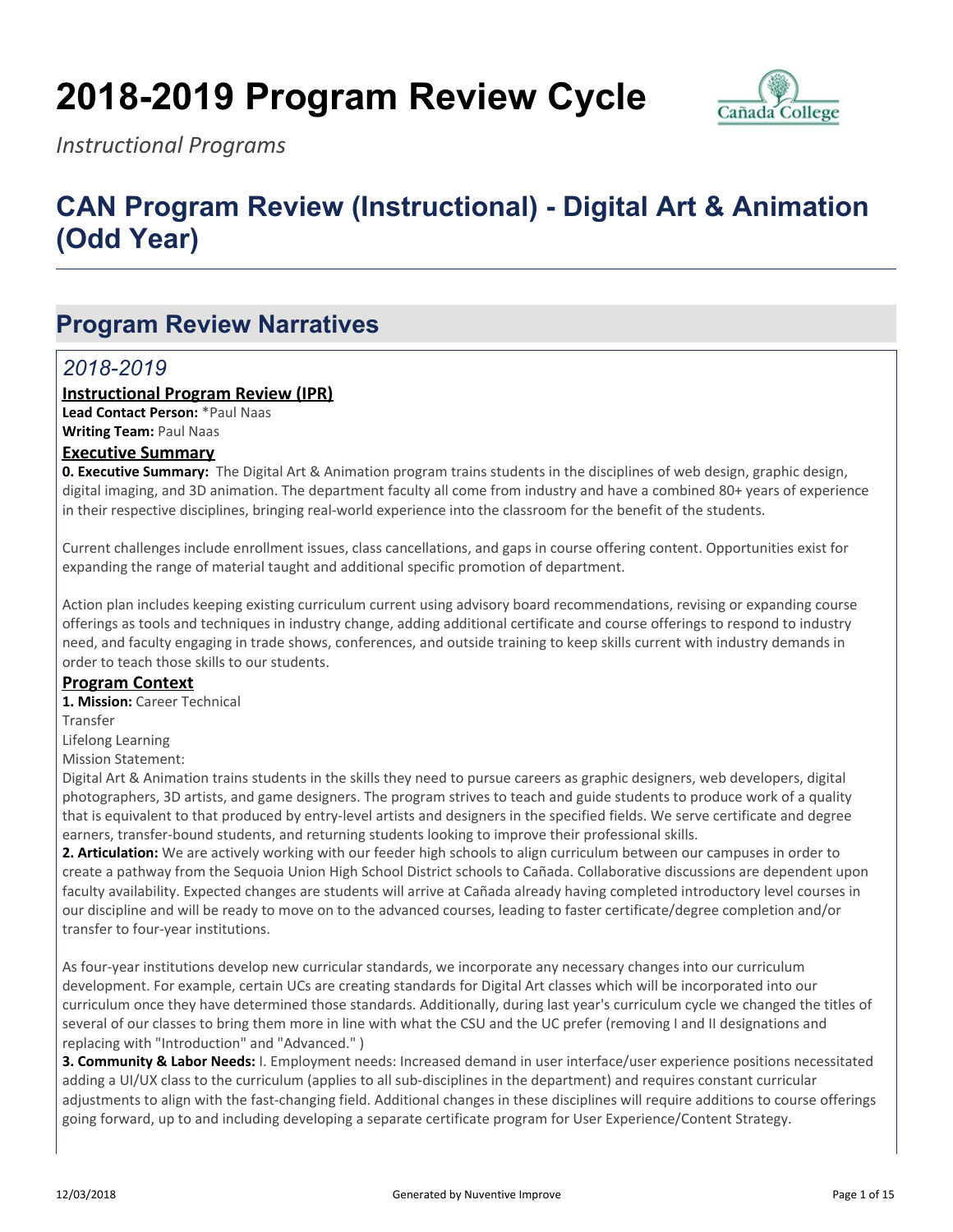# 2018-2019 Program Review Cycle

*Instructional Programs*

# CAN Program Review (Instructional) - Digital Art & Animation (Odd Year)

## Program Review Narratives

### *2018-2019*

**Instructional Program Review (IPR)**

**Lead Contact Person:** *Paul Naas

**Writing Team:** Paul Naas

**Executive Summary**

**0. Executive Summary:** The Digital Art & Animation program trains students in the disciplines of web design, graphic design, digital imaging, and 3D animation. The department faculty all come from industry and have a combined 80+ years of experience in their respective disciplines, bringing real-world experience into the classroom for the benefit of the students.

Current challenges include enrollment issues, class cancellations, and gaps in course offering content. Opportunities exist for expanding the range of material taught and additional specific promotion of department.

Action plan includes keeping existing curriculum current using advisory board recommendations, revising or expanding course offerings as tools and techniques in industry change, adding additional certificate and course offerings to respond to industry need, and faculty engaging in trade shows, conferences, and outside training to keep skills current with industry demands in order to teach those skills to our students.

**Program Context**

**1. Mission:** Career Technical

Transfer

Lifelong Learning

Mission Statement:

Digital Art & Animation trains students in the skills they need to pursue careers as graphic designers, web developers, digital photographers, 3D artists, and game designers. The program strives to teach and guide students to produce work of a quality that is equivalent to that produced by entry-level artists and designers in the specified fields. We serve certificate and degree earners, transfer-bound students, and returning students looking to improve their professional skills.

**2. Articulation:** We are actively working with our feeder high schools to align curriculum between our campuses in order to create a pathway from the Sequoia Union High School District schools to Cañada. Collaborative discussions are dependent upon faculty availability. Expected changes are students will arrive at Cañada already having completed introductory level courses in our discipline and will be ready to move on to the advanced courses, leading to faster certificate/degree completion and/or transfer to four-year institutions.

As four-year institutions develop new curricular standards, we incorporate any necessary changes into our curriculum development. For example, certain UCs are creating standards for Digital Art classes which will be incorporated into our curriculum once they have determined those standards. Additionally, during last year's curriculum cycle we changed the titles of several of our classes to bring them more in line with what the CSU and the UC prefer (removing I and II designations and replacing with "Introduction" and "Advanced." )

**3. Community & Labor Needs:** I. Employment needs: Increased demand in user interface/user experience positions necessitated adding a UI/UX class to the curriculum (applies to all sub-disciplines in the department) and requires constant curricular adjustments to align with the fast-changing field. Additional changes in these disciplines will require additions to course offerings going forward, up to and including developing a separate certificate program for User Experience/Content Strategy.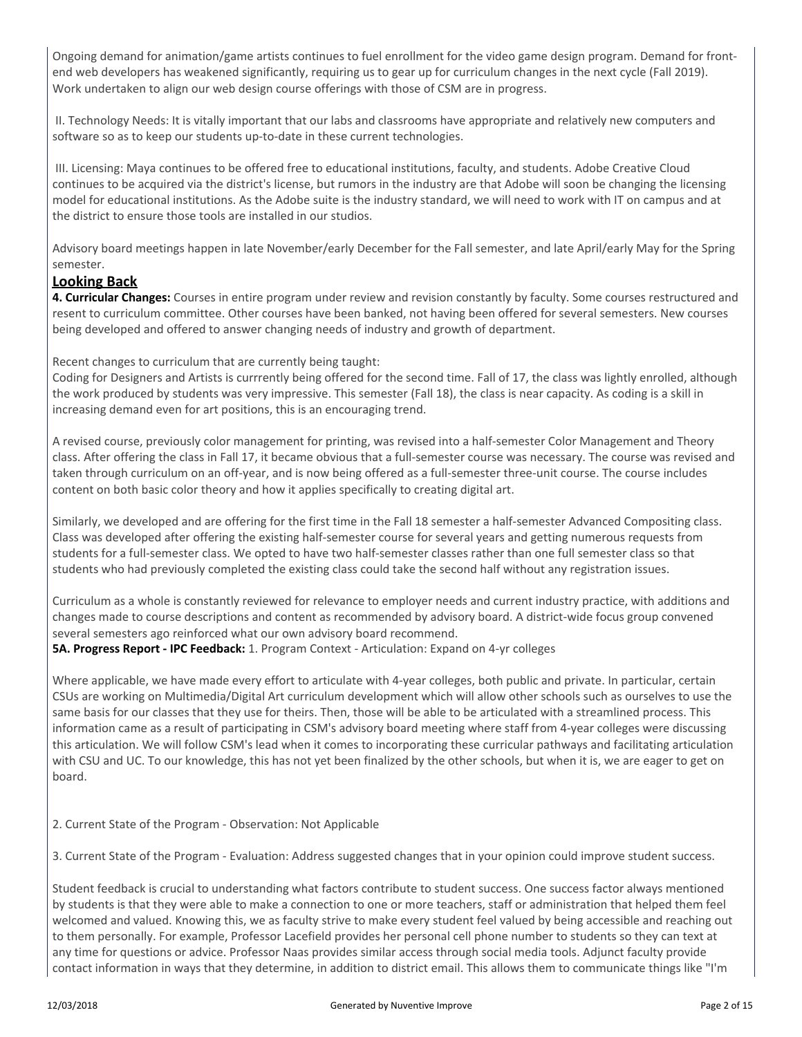Ongoing demand for animation/game artists continues to fuel enrollment for the video game design program. Demand for front-end web developers has weakened significantly, requiring us to gear up for curriculum changes in the next cycle (Fall 2019). Work undertaken to align our web design course offerings with those of CSM are in progress.

II. Technology Needs: It is vitally important that our labs and classrooms have appropriate and relatively new computers and software so as to keep our students up-to-date in these current technologies.

III. Licensing: Maya continues to be offered free to educational institutions, faculty, and students. Adobe Creative Cloud continues to be acquired via the district's license, but rumors in the industry are that Adobe will soon be changing the licensing model for educational institutions. As the Adobe suite is the industry standard, we will need to work with IT on campus and at the district to ensure those tools are installed in our studios.

Advisory board meetings happen in late November/early December for the Fall semester, and late April/early May for the Spring semester.

## Looking Back

**4. Curricular Changes:** Courses in entire program under review and revision constantly by faculty. Some courses restructured and resent to curriculum committee. Other courses have been banked, not having been offered for several semesters. New courses being developed and offered to answer changing needs of industry and growth of department.

Recent changes to curriculum that are currently being taught:
Coding for Designers and Artists is currrently being offered for the second time. Fall of 17, the class was lightly enrolled, although the work produced by students was very impressive. This semester (Fall 18), the class is near capacity. As coding is a skill in increasing demand even for art positions, this is an encouraging trend.

A revised course, previously color management for printing, was revised into a half-semester Color Management and Theory class. After offering the class in Fall 17, it became obvious that a full-semester course was necessary. The course was revised and taken through curriculum on an off-year, and is now being offered as a full-semester three-unit course. The course includes content on both basic color theory and how it applies specifically to creating digital art.

Similarly, we developed and are offering for the first time in the Fall 18 semester a half-semester Advanced Compositing class. Class was developed after offering the existing half-semester course for several years and getting numerous requests from students for a full-semester class. We opted to have two half-semester classes rather than one full semester class so that students who had previously completed the existing class could take the second half without any registration issues.

Curriculum as a whole is constantly reviewed for relevance to employer needs and current industry practice, with additions and changes made to course descriptions and content as recommended by advisory board. A district-wide focus group convened several semesters ago reinforced what our own advisory board recommend.

**5A. Progress Report - IPC Feedback:** 1. Program Context - Articulation: Expand on 4-yr colleges

Where applicable, we have made every effort to articulate with 4-year colleges, both public and private. In particular, certain CSUs are working on Multimedia/Digital Art curriculum development which will allow other schools such as ourselves to use the same basis for our classes that they use for theirs. Then, those will be able to be articulated with a streamlined process. This information came as a result of participating in CSM's advisory board meeting where staff from 4-year colleges were discussing this articulation. We will follow CSM's lead when it comes to incorporating these curricular pathways and facilitating articulation with CSU and UC. To our knowledge, this has not yet been finalized by the other schools, but when it is, we are eager to get on board.

2. Current State of the Program - Observation: Not Applicable

3. Current State of the Program - Evaluation: Address suggested changes that in your opinion could improve student success.

Student feedback is crucial to understanding what factors contribute to student success. One success factor always mentioned by students is that they were able to make a connection to one or more teachers, staff or administration that helped them feel welcomed and valued. Knowing this, we as faculty strive to make every student feel valued by being accessible and reaching out to them personally. For example, Professor Lacefield provides her personal cell phone number to students so they can text at any time for questions or advice. Professor Naas provides similar access through social media tools. Adjunct faculty provide contact information in ways that they determine, in addition to district email. This allows them to communicate things like "I'm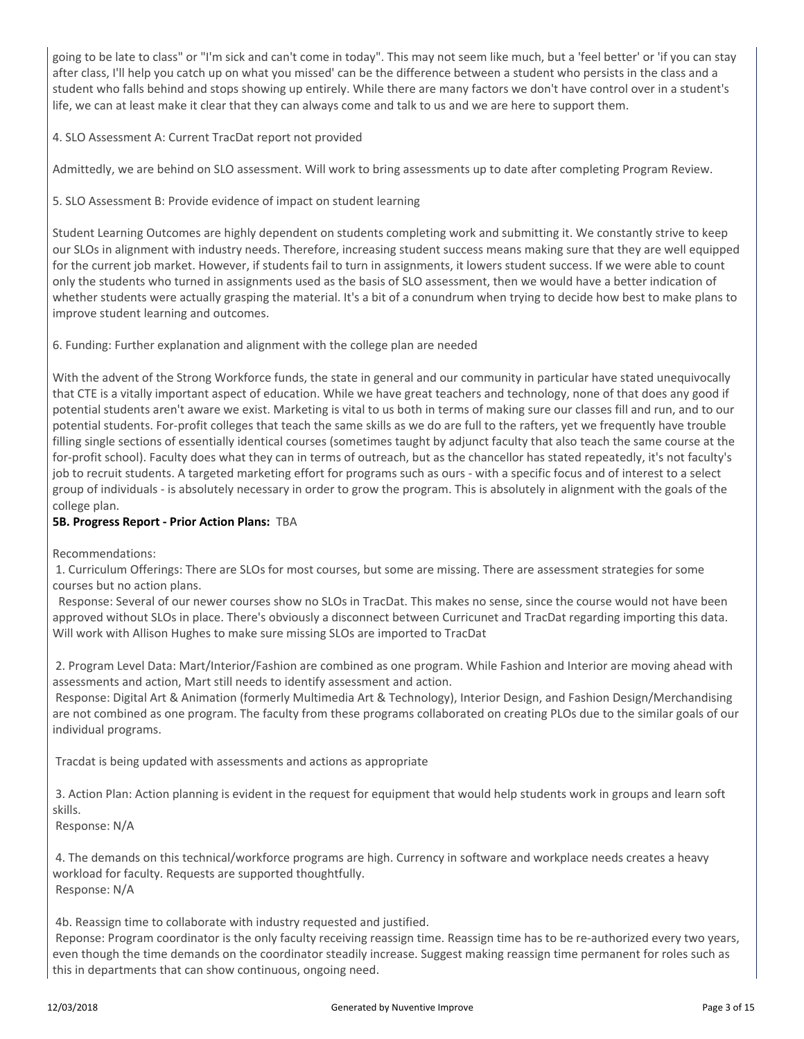going to be late to class" or "I'm sick and can't come in today". This may not seem like much, but a 'feel better' or 'if you can stay after class, I'll help you catch up on what you missed' can be the difference between a student who persists in the class and a student who falls behind and stops showing up entirely. While there are many factors we don't have control over in a student's life, we can at least make it clear that they can always come and talk to us and we are here to support them.

4. SLO Assessment A: Current TracDat report not provided

Admittedly, we are behind on SLO assessment. Will work to bring assessments up to date after completing Program Review.

5. SLO Assessment B: Provide evidence of impact on student learning

Student Learning Outcomes are highly dependent on students completing work and submitting it. We constantly strive to keep our SLOs in alignment with industry needs. Therefore, increasing student success means making sure that they are well equipped for the current job market. However, if students fail to turn in assignments, it lowers student success. If we were able to count only the students who turned in assignments used as the basis of SLO assessment, then we would have a better indication of whether students were actually grasping the material. It's a bit of a conundrum when trying to decide how best to make plans to improve student learning and outcomes.

6. Funding: Further explanation and alignment with the college plan are needed

With the advent of the Strong Workforce funds, the state in general and our community in particular have stated unequivocally that CTE is a vitally important aspect of education. While we have great teachers and technology, none of that does any good if potential students aren't aware we exist. Marketing is vital to us both in terms of making sure our classes fill and run, and to our potential students. For-profit colleges that teach the same skills as we do are full to the rafters, yet we frequently have trouble filling single sections of essentially identical courses (sometimes taught by adjunct faculty that also teach the same course at the for-profit school). Faculty does what they can in terms of outreach, but as the chancellor has stated repeatedly, it's not faculty's job to recruit students. A targeted marketing effort for programs such as ours - with a specific focus and of interest to a select group of individuals - is absolutely necessary in order to grow the program. This is absolutely in alignment with the goals of the college plan.

**5B. Progress Report - Prior Action Plans:** TBA

Recommendations:

1. Curriculum Offerings: There are SLOs for most courses, but some are missing. There are assessment strategies for some courses but no action plans.

Response: Several of our newer courses show no SLOs in TracDat. This makes no sense, since the course would not have been approved without SLOs in place. There's obviously a disconnect between Curricunet and TracDat regarding importing this data. Will work with Allison Hughes to make sure missing SLOs are imported to TracDat

2. Program Level Data: Mart/Interior/Fashion are combined as one program. While Fashion and Interior are moving ahead with assessments and action, Mart still needs to identify assessment and action.

Response: Digital Art & Animation (formerly Multimedia Art & Technology), Interior Design, and Fashion Design/Merchandising are not combined as one program. The faculty from these programs collaborated on creating PLOs due to the similar goals of our individual programs.

Tracdat is being updated with assessments and actions as appropriate

3. Action Plan: Action planning is evident in the request for equipment that would help students work in groups and learn soft skills.

Response: N/A

4. The demands on this technical/workforce programs are high. Currency in software and workplace needs creates a heavy workload for faculty. Requests are supported thoughtfully.

Response: N/A

4b. Reassign time to collaborate with industry requested and justified.

Reponse: Program coordinator is the only faculty receiving reassign time. Reassign time has to be re-authorized every two years, even though the time demands on the coordinator steadily increase. Suggest making reassign time permanent for roles such as this in departments that can show continuous, ongoing need.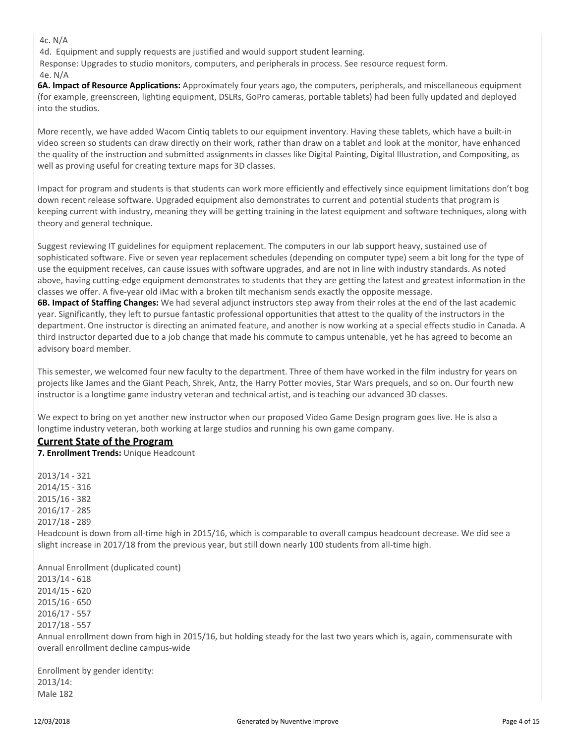4c. N/A

4d. Equipment and supply requests are justified and would support student learning.

Response: Upgrades to studio monitors, computers, and peripherals in process. See resource request form.

4e. N/A

**6A. Impact of Resource Applications:** Approximately four years ago, the computers, peripherals, and miscellaneous equipment (for example, greenscreen, lighting equipment, DSLRs, GoPro cameras, portable tablets) had been fully updated and deployed into the studios.

More recently, we have added Wacom Cintiq tablets to our equipment inventory. Having these tablets, which have a built-in video screen so students can draw directly on their work, rather than draw on a tablet and look at the monitor, have enhanced the quality of the instruction and submitted assignments in classes like Digital Painting, Digital Illustration, and Compositing, as well as proving useful for creating texture maps for 3D classes.

Impact for program and students is that students can work more efficiently and effectively since equipment limitations don't bog down recent release software. Upgraded equipment also demonstrates to current and potential students that program is keeping current with industry, meaning they will be getting training in the latest equipment and software techniques, along with theory and general technique.

Suggest reviewing IT guidelines for equipment replacement. The computers in our lab support heavy, sustained use of sophisticated software. Five or seven year replacement schedules (depending on computer type) seem a bit long for the type of use the equipment receives, can cause issues with software upgrades, and are not in line with industry standards. As noted above, having cutting-edge equipment demonstrates to students that they are getting the latest and greatest information in the classes we offer. A five-year old iMac with a broken tilt mechanism sends exactly the opposite message.

**6B. Impact of Staffing Changes:** We had several adjunct instructors step away from their roles at the end of the last academic year. Significantly, they left to pursue fantastic professional opportunities that attest to the quality of the instructors in the department. One instructor is directing an animated feature, and another is now working at a special effects studio in Canada. A third instructor departed due to a job change that made his commute to campus untenable, yet he has agreed to become an advisory board member.

This semester, we welcomed four new faculty to the department. Three of them have worked in the film industry for years on projects like James and the Giant Peach, Shrek, Antz, the Harry Potter movies, Star Wars prequels, and so on. Our fourth new instructor is a longtime game industry veteran and technical artist, and is teaching our advanced 3D classes.

We expect to bring on yet another new instructor when our proposed Video Game Design program goes live. He is also a longtime industry veteran, both working at large studios and running his own game company.

## Current State of the Program

**7. Enrollment Trends:** Unique Headcount

2013/14 - 321
2014/15 - 316
2015/16 - 382
2016/17 - 285
2017/18 - 289

Headcount is down from all-time high in 2015/16, which is comparable to overall campus headcount decrease. We did see a slight increase in 2017/18 from the previous year, but still down nearly 100 students from all-time high.

Annual Enrollment (duplicated count)
2013/14 - 618
2014/15 - 620
2015/16 - 650
2016/17 - 557
2017/18 - 557

Annual enrollment down from high in 2015/16, but holding steady for the last two years which is, again, commensurate with overall enrollment decline campus-wide

Enrollment by gender identity:
2013/14:
Male 182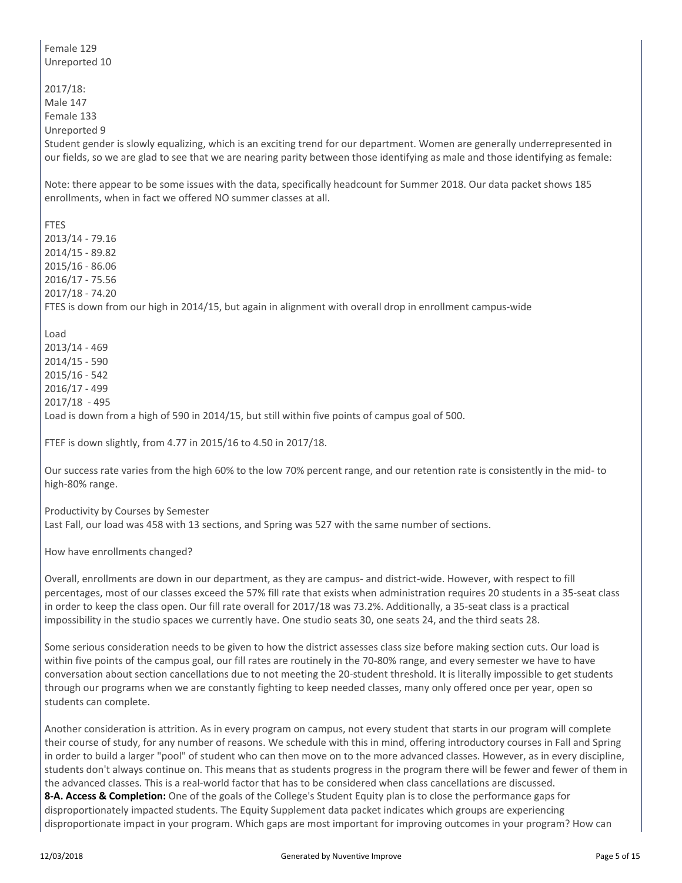Female 129
Unreported 10

2017/18:
Male 147
Female 133
Unreported 9
Student gender is slowly equalizing, which is an exciting trend for our department. Women are generally underrepresented in our fields, so we are glad to see that we are nearing parity between those identifying as male and those identifying as female:

Note: there appear to be some issues with the data, specifically headcount for Summer 2018. Our data packet shows 185 enrollments, when in fact we offered NO summer classes at all.

FTES
2013/14 - 79.16
2014/15 - 89.82
2015/16 - 86.06
2016/17 - 75.56
2017/18 - 74.20
FTES is down from our high in 2014/15, but again in alignment with overall drop in enrollment campus-wide

Load
2013/14 - 469
2014/15 - 590
2015/16 - 542
2016/17 - 499
2017/18 - 495
Load is down from a high of 590 in 2014/15, but still within five points of campus goal of 500.

FTEF is down slightly, from 4.77 in 2015/16 to 4.50 in 2017/18.

Our success rate varies from the high 60% to the low 70% percent range, and our retention rate is consistently in the mid- to high-80% range.

Productivity by Courses by Semester
Last Fall, our load was 458 with 13 sections, and Spring was 527 with the same number of sections.

How have enrollments changed?

Overall, enrollments are down in our department, as they are campus- and district-wide. However, with respect to fill percentages, most of our classes exceed the 57% fill rate that exists when administration requires 20 students in a 35-seat class in order to keep the class open. Our fill rate overall for 2017/18 was 73.2%. Additionally, a 35-seat class is a practical impossibility in the studio spaces we currently have. One studio seats 30, one seats 24, and the third seats 28.

Some serious consideration needs to be given to how the district assesses class size before making section cuts. Our load is within five points of the campus goal, our fill rates are routinely in the 70-80% range, and every semester we have to have conversation about section cancellations due to not meeting the 20-student threshold. It is literally impossible to get students through our programs when we are constantly fighting to keep needed classes, many only offered once per year, open so students can complete.

Another consideration is attrition. As in every program on campus, not every student that starts in our program will complete their course of study, for any number of reasons. We schedule with this in mind, offering introductory courses in Fall and Spring in order to build a larger "pool" of student who can then move on to the more advanced classes. However, as in every discipline, students don't always continue on. This means that as students progress in the program there will be fewer and fewer of them in the advanced classes. This is a real-world factor that has to be considered when class cancellations are discussed.

**8-A. Access & Completion:** One of the goals of the College's Student Equity plan is to close the performance gaps for disproportionately impacted students. The Equity Supplement data packet indicates which groups are experiencing disproportionate impact in your program. Which gaps are most important for improving outcomes in your program? How can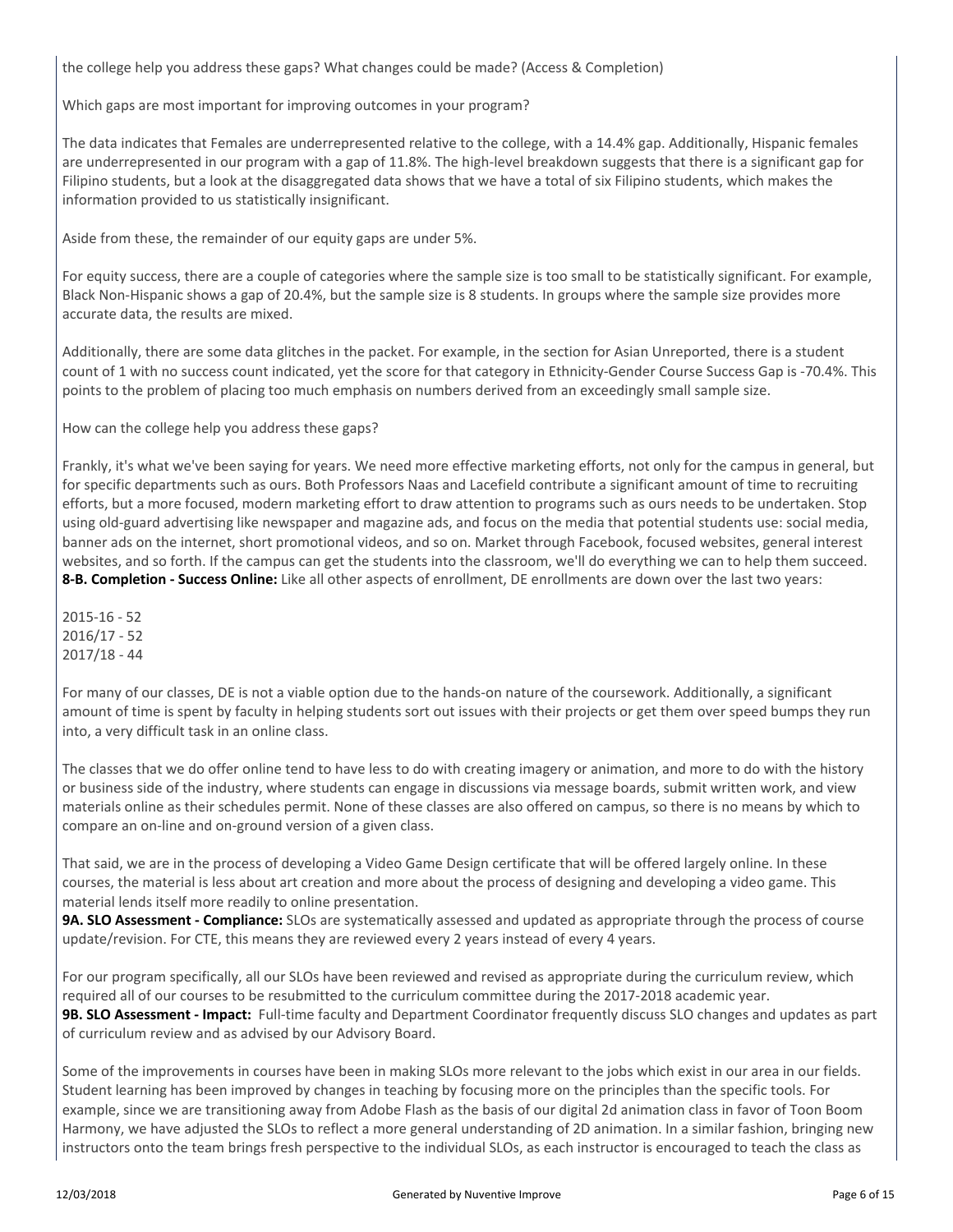the college help you address these gaps? What changes could be made? (Access & Completion)

Which gaps are most important for improving outcomes in your program?

The data indicates that Females are underrepresented relative to the college, with a 14.4% gap. Additionally, Hispanic females are underrepresented in our program with a gap of 11.8%. The high-level breakdown suggests that there is a significant gap for Filipino students, but a look at the disaggregated data shows that we have a total of six Filipino students, which makes the information provided to us statistically insignificant.

Aside from these, the remainder of our equity gaps are under 5%.

For equity success, there are a couple of categories where the sample size is too small to be statistically significant. For example, Black Non-Hispanic shows a gap of 20.4%, but the sample size is 8 students. In groups where the sample size provides more accurate data, the results are mixed.

Additionally, there are some data glitches in the packet. For example, in the section for Asian Unreported, there is a student count of 1 with no success count indicated, yet the score for that category in Ethnicity-Gender Course Success Gap is -70.4%. This points to the problem of placing too much emphasis on numbers derived from an exceedingly small sample size.

How can the college help you address these gaps?

Frankly, it's what we've been saying for years. We need more effective marketing efforts, not only for the campus in general, but for specific departments such as ours. Both Professors Naas and Lacefield contribute a significant amount of time to recruiting efforts, but a more focused, modern marketing effort to draw attention to programs such as ours needs to be undertaken. Stop using old-guard advertising like newspaper and magazine ads, and focus on the media that potential students use: social media, banner ads on the internet, short promotional videos, and so on. Market through Facebook, focused websites, general interest websites, and so forth. If the campus can get the students into the classroom, we'll do everything we can to help them succeed.

**8-B. Completion - Success Online:** Like all other aspects of enrollment, DE enrollments are down over the last two years:

2015-16 - 52
2016/17 - 52
2017/18 - 44

For many of our classes, DE is not a viable option due to the hands-on nature of the coursework. Additionally, a significant amount of time is spent by faculty in helping students sort out issues with their projects or get them over speed bumps they run into, a very difficult task in an online class.

The classes that we do offer online tend to have less to do with creating imagery or animation, and more to do with the history or business side of the industry, where students can engage in discussions via message boards, submit written work, and view materials online as their schedules permit. None of these classes are also offered on campus, so there is no means by which to compare an on-line and on-ground version of a given class.

That said, we are in the process of developing a Video Game Design certificate that will be offered largely online. In these courses, the material is less about art creation and more about the process of designing and developing a video game. This material lends itself more readily to online presentation.

**9A. SLO Assessment - Compliance:** SLOs are systematically assessed and updated as appropriate through the process of course update/revision. For CTE, this means they are reviewed every 2 years instead of every 4 years.

For our program specifically, all our SLOs have been reviewed and revised as appropriate during the curriculum review, which required all of our courses to be resubmitted to the curriculum committee during the 2017-2018 academic year.

**9B. SLO Assessment - Impact:** Full-time faculty and Department Coordinator frequently discuss SLO changes and updates as part of curriculum review and as advised by our Advisory Board.

Some of the improvements in courses have been in making SLOs more relevant to the jobs which exist in our area in our fields. Student learning has been improved by changes in teaching by focusing more on the principles than the specific tools. For example, since we are transitioning away from Adobe Flash as the basis of our digital 2d animation class in favor of Toon Boom Harmony, we have adjusted the SLOs to reflect a more general understanding of 2D animation. In a similar fashion, bringing new instructors onto the team brings fresh perspective to the individual SLOs, as each instructor is encouraged to teach the class as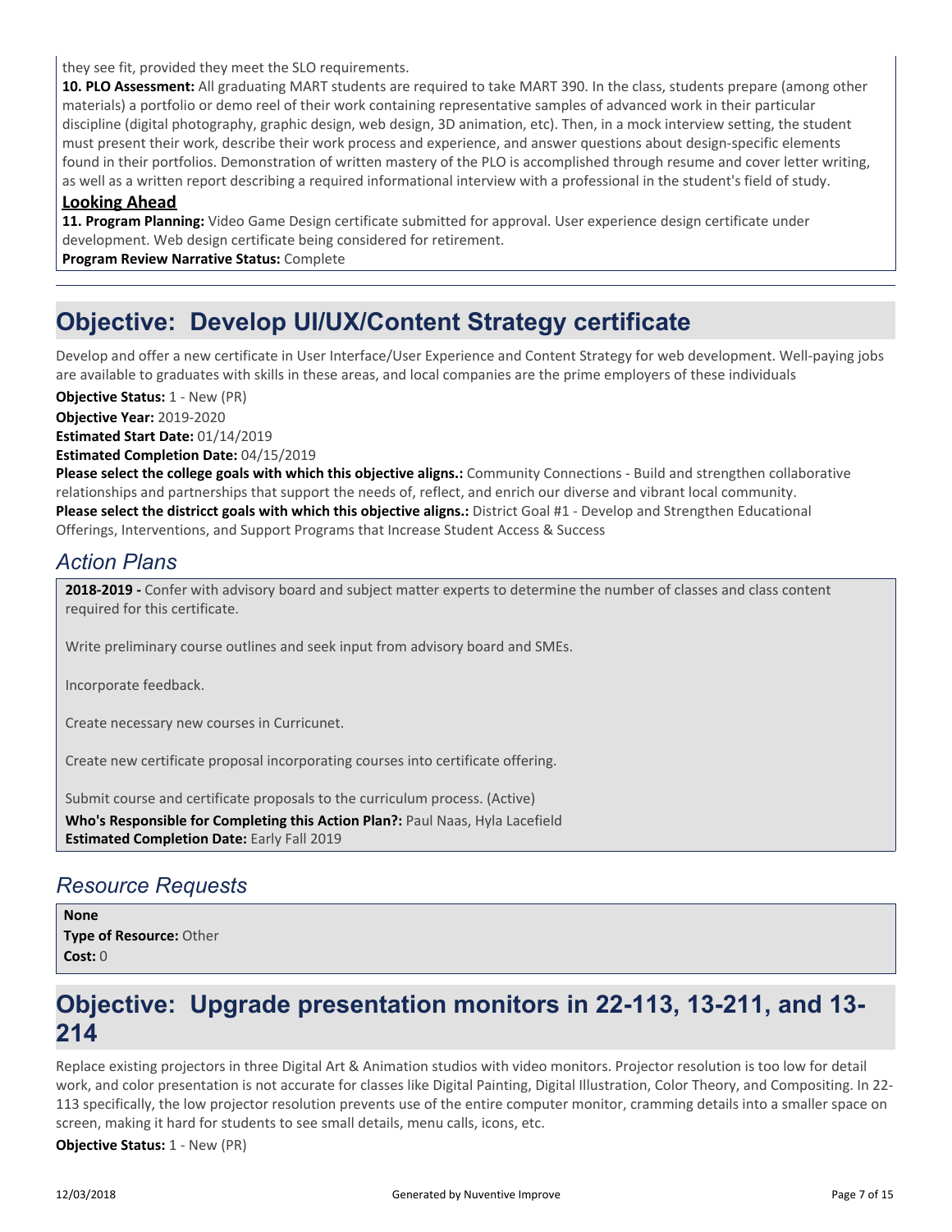they see fit, provided they meet the SLO requirements.

**10. PLO Assessment:** All graduating MART students are required to take MART 390. In the class, students prepare (among other materials) a portfolio or demo reel of their work containing representative samples of advanced work in their particular discipline (digital photography, graphic design, web design, 3D animation, etc). Then, in a mock interview setting, the student must present their work, describe their work process and experience, and answer questions about design-specific elements found in their portfolios. Demonstration of written mastery of the PLO is accomplished through resume and cover letter writing, as well as a written report describing a required informational interview with a professional in the student's field of study.

**Looking Ahead**

**11. Program Planning:** Video Game Design certificate submitted for approval. User experience design certificate under development. Web design certificate being considered for retirement.

**Program Review Narrative Status:** Complete

## Objective: Develop UI/UX/Content Strategy certificate

Develop and offer a new certificate in User Interface/User Experience and Content Strategy for web development. Well-paying jobs are available to graduates with skills in these areas, and local companies are the prime employers of these individuals

**Objective Status:** 1 - New (PR)

**Objective Year:** 2019-2020

**Estimated Start Date:** 01/14/2019

**Estimated Completion Date:** 04/15/2019

**Please select the college goals with which this objective aligns.:** Community Connections - Build and strengthen collaborative relationships and partnerships that support the needs of, reflect, and enrich our diverse and vibrant local community.

**Please select the districct goals with which this objective aligns.:** District Goal #1 - Develop and Strengthen Educational Offerings, Interventions, and Support Programs that Increase Student Access & Success

### *Action Plans*

**2018-2019 -** Confer with advisory board and subject matter experts to determine the number of classes and class content required for this certificate.

Write preliminary course outlines and seek input from advisory board and SMEs.

Incorporate feedback.

Create necessary new courses in Curricunet.

Create new certificate proposal incorporating courses into certificate offering.

Submit course and certificate proposals to the curriculum process. (Active)

**Who's Responsible for Completing this Action Plan?:** Paul Naas, Hyla Lacefield

**Estimated Completion Date:** Early Fall 2019

### *Resource Requests*

**None**

**Type of Resource:** Other

**Cost:** 0

## Objective: Upgrade presentation monitors in 22-113, 13-211, and 13-214

Replace existing projectors in three Digital Art & Animation studios with video monitors. Projector resolution is too low for detail work, and color presentation is not accurate for classes like Digital Painting, Digital Illustration, Color Theory, and Compositing. In 22-113 specifically, the low projector resolution prevents use of the entire computer monitor, cramming details into a smaller space on screen, making it hard for students to see small details, menu calls, icons, etc.

**Objective Status:** 1 - New (PR)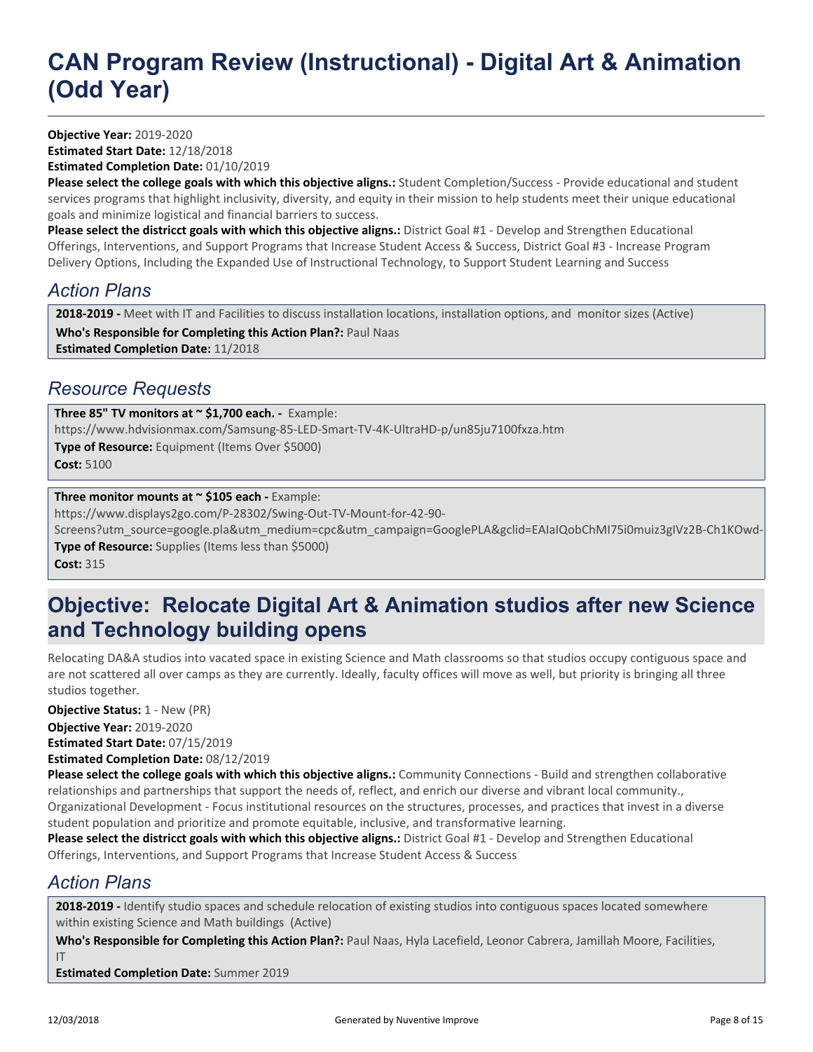# CAN Program Review (Instructional) - Digital Art & Animation (Odd Year)

**Objective Year:** 2019-2020
**Estimated Start Date:** 12/18/2018
**Estimated Completion Date:** 01/10/2019
**Please select the college goals with which this objective aligns.:** Student Completion/Success - Provide educational and student services programs that highlight inclusivity, diversity, and equity in their mission to help students meet their unique educational goals and minimize logistical and financial barriers to success.
**Please select the districct goals with which this objective aligns.:** District Goal #1 - Develop and Strengthen Educational Offerings, Interventions, and Support Programs that Increase Student Access & Success, District Goal #3 - Increase Program Delivery Options, Including the Expanded Use of Instructional Technology, to Support Student Learning and Success

## *Action Plans*

**2018-2019 -** Meet with IT and Facilities to discuss installation locations, installation options, and monitor sizes (Active)
**Who's Responsible for Completing this Action Plan?:** Paul Naas
**Estimated Completion Date:** 11/2018

## *Resource Requests*

**Three 85" TV monitors at ~ $1,700 each. -** Example:
https://www.hdvisionmax.com/Samsung-85-LED-Smart-TV-4K-UltraHD-p/un85ju7100fxza.htm
**Type of Resource:** Equipment (Items Over $5000)
**Cost:** 5100

**Three monitor mounts at ~ $105 each -** Example:
https://www.displays2go.com/P-28302/Swing-Out-TV-Mount-for-42-90-Screens?utm_source=google.pla&utm_medium=cpc&utm_campaign=GooglePLA&gclid=EAIaIQobChMI75i0muiz3gIVz2B-Ch1KOwd-
**Type of Resource:** Supplies (Items less than $5000)
**Cost:** 315

## Objective: Relocate Digital Art & Animation studios after new Science and Technology building opens

Relocating DA&A studios into vacated space in existing Science and Math classrooms so that studios occupy contiguous space and are not scattered all over camps as they are currently. Ideally, faculty offices will move as well, but priority is bringing all three studios together.

**Objective Status:** 1 - New (PR)
**Objective Year:** 2019-2020
**Estimated Start Date:** 07/15/2019
**Estimated Completion Date:** 08/12/2019
**Please select the college goals with which this objective aligns.:** Community Connections - Build and strengthen collaborative relationships and partnerships that support the needs of, reflect, and enrich our diverse and vibrant local community., Organizational Development - Focus institutional resources on the structures, processes, and practices that invest in a diverse student population and prioritize and promote equitable, inclusive, and transformative learning.
**Please select the districct goals with which this objective aligns.:** District Goal #1 - Develop and Strengthen Educational Offerings, Interventions, and Support Programs that Increase Student Access & Success

## *Action Plans*

**2018-2019 -** Identify studio spaces and schedule relocation of existing studios into contiguous spaces located somewhere within existing Science and Math buildings (Active)
**Who's Responsible for Completing this Action Plan?:** Paul Naas, Hyla Lacefield, Leonor Cabrera, Jamillah Moore, Facilities, IT
**Estimated Completion Date:** Summer 2019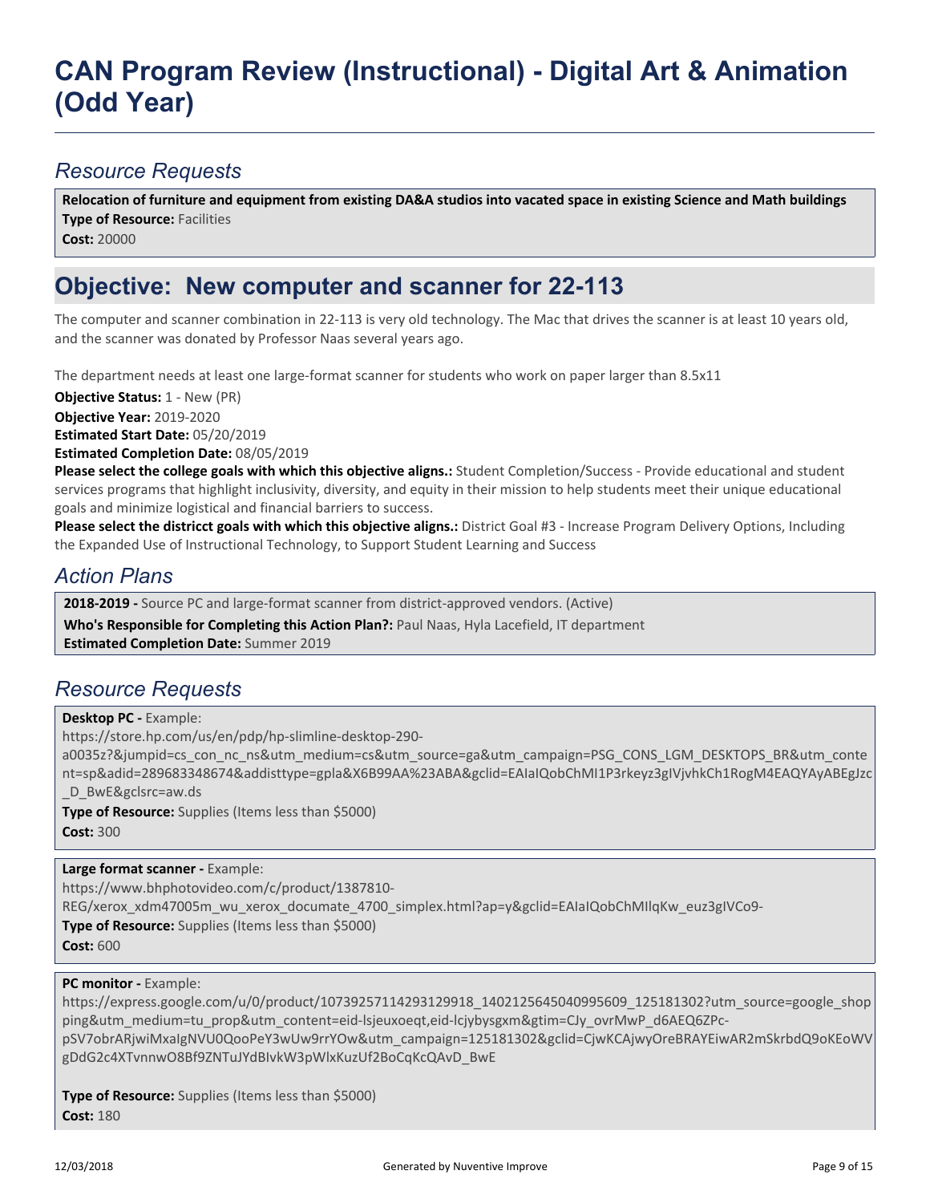# CAN Program Review (Instructional) - Digital Art & Animation (Odd Year)

## *Resource Requests*

**Relocation of furniture and equipment from existing DA&A studios into vacated space in existing Science and Math buildings**
**Type of Resource:** Facilities
**Cost:** 20000

## Objective: New computer and scanner for 22-113

The computer and scanner combination in 22-113 is very old technology. The Mac that drives the scanner is at least 10 years old, and the scanner was donated by Professor Naas several years ago.

The department needs at least one large-format scanner for students who work on paper larger than 8.5x11

**Objective Status:** 1 - New (PR)
**Objective Year:** 2019-2020
**Estimated Start Date:** 05/20/2019
**Estimated Completion Date:** 08/05/2019
**Please select the college goals with which this objective aligns.:** Student Completion/Success - Provide educational and student services programs that highlight inclusivity, diversity, and equity in their mission to help students meet their unique educational goals and minimize logistical and financial barriers to success.
**Please select the districct goals with which this objective aligns.:** District Goal #3 - Increase Program Delivery Options, Including the Expanded Use of Instructional Technology, to Support Student Learning and Success

## *Action Plans*

**2018-2019 -** Source PC and large-format scanner from district-approved vendors. (Active)
**Who's Responsible for Completing this Action Plan?:** Paul Naas, Hyla Lacefield, IT department
**Estimated Completion Date:** Summer 2019

## *Resource Requests*

**Desktop PC -** Example:
https://store.hp.com/us/en/pdp/hp-slimline-desktop-290-a0035z?&jumpid=cs_con_nc_ns&utm_medium=cs&utm_source=ga&utm_campaign=PSG_CONS_LGM_DESKTOPS_BR&utm_content=sp&adid=289683348674&addisttype=gpla&X6B99AA%23ABA&gclid=EAIaIQobChMI1P3rkeyz3gIVjvhkCh1RogM4EAQYAyABEgJzc_D_BwE&gclsrc=aw.ds
**Type of Resource:** Supplies (Items less than $5000)
**Cost:** 300

**Large format scanner -** Example:
https://www.bhphotovideo.com/c/product/1387810-REG/xerox_xdm47005m_wu_xerox_documate_4700_simplex.html?ap=y&gclid=EAIaIQobChMIlqKw_euz3gIVCo9-
**Type of Resource:** Supplies (Items less than $5000)
**Cost:** 600

**PC monitor -** Example:
https://express.google.com/u/0/product/10739257114293129918_1402125645040995609_125181302?utm_source=google_shopping&utm_medium=tu_prop&utm_content=eid-lsjeuxoeqt,eid-lcjybysgxm&gtim=CJy_ovrMwP_d6AEQ6ZPc-pSV7obrARjwiMxaIgNVU0QooPeY3wUw9rrYOw&utm_campaign=125181302&gclid=CjwKCAjwyOreBRAYEiwAR2mSkrbdQ9oKEoWVgDdG2c4XTvnnwO8Bf9ZNTuJYdBIvkW3pWlxKuzUf2BoCqKcQAvD_BwE

**Type of Resource:** Supplies (Items less than $5000)
**Cost:** 180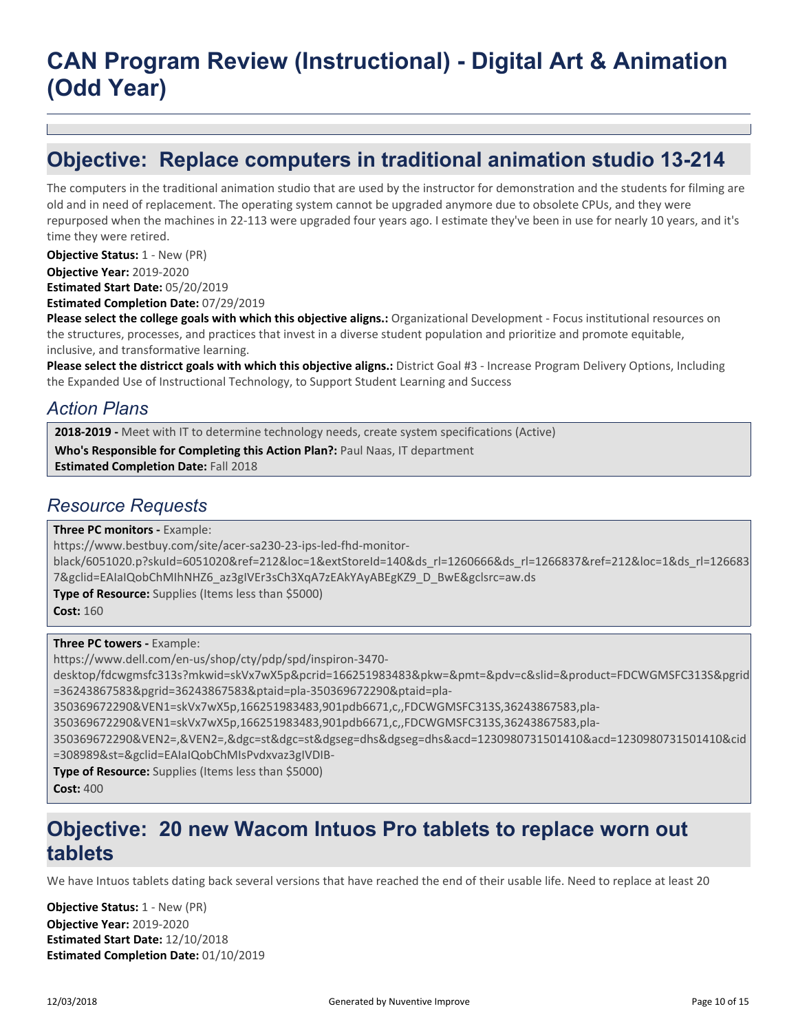# CAN Program Review (Instructional) - Digital Art & Animation (Odd Year)

## Objective: Replace computers in traditional animation studio 13-214

The computers in the traditional animation studio that are used by the instructor for demonstration and the students for filming are old and in need of replacement. The operating system cannot be upgraded anymore due to obsolete CPUs, and they were repurposed when the machines in 22-113 were upgraded four years ago. I estimate they've been in use for nearly 10 years, and it's time they were retired.

**Objective Status:** 1 - New (PR)
**Objective Year:** 2019-2020
**Estimated Start Date:** 05/20/2019
**Estimated Completion Date:** 07/29/2019
**Please select the college goals with which this objective aligns.:** Organizational Development - Focus institutional resources on the structures, processes, and practices that invest in a diverse student population and prioritize and promote equitable, inclusive, and transformative learning.
**Please select the districct goals with which this objective aligns.:** District Goal #3 - Increase Program Delivery Options, Including the Expanded Use of Instructional Technology, to Support Student Learning and Success

### *Action Plans*

**2018-2019 -** Meet with IT to determine technology needs, create system specifications (Active)
**Who's Responsible for Completing this Action Plan?:** Paul Naas, IT department
**Estimated Completion Date:** Fall 2018

### *Resource Requests*

**Three PC monitors -** Example:
https://www.bestbuy.com/site/acer-sa230-23-ips-led-fhd-monitor-black/6051020.p?skuId=6051020&ref=212&loc=1&extStoreId=140&ds_rl=1260666&ds_rl=1266837&ref=212&loc=1&ds_rl=1266837&gclid=EAIaIQobChMIhNHZ6_az3gIVEr3sCh3XqA7zEAkYAyABEgKZ9_D_BwE&gclsrc=aw.ds
**Type of Resource:** Supplies (Items less than $5000)
**Cost:** 160

**Three PC towers -** Example:
https://www.dell.com/en-us/shop/cty/pdp/spd/inspiron-3470-desktop/fdcwgmsfc313s?mkwid=skVx7wX5p&pcrid=166251983483&pkw=&pmt=&pdv=c&slid=&product=FDCWGMSFC313S&pgrid=36243867583&pgrid=36243867583&ptaid=pla-350369672290&ptaid=pla-350369672290&VEN1=skVx7wX5p,166251983483,901pdb6671,c,,FDCWGMSFC313S,36243867583,pla-350369672290&VEN1=skVx7wX5p,166251983483,901pdb6671,c,,FDCWGMSFC313S,36243867583,pla-350369672290&VEN2=,&VEN2=,&dgc=st&dgc=st&dgseg=dhs&dgseg=dhs&acd=1230980731501410&acd=1230980731501410&cid=308989&st=&gclid=EAIaIQobChMIsPvdxvaz3gIVDIB-
**Type of Resource:** Supplies (Items less than $5000)
**Cost:** 400

## Objective: 20 new Wacom Intuos Pro tablets to replace worn out tablets

We have Intuos tablets dating back several versions that have reached the end of their usable life. Need to replace at least 20

**Objective Status:** 1 - New (PR)
**Objective Year:** 2019-2020
**Estimated Start Date:** 12/10/2018
**Estimated Completion Date:** 01/10/2019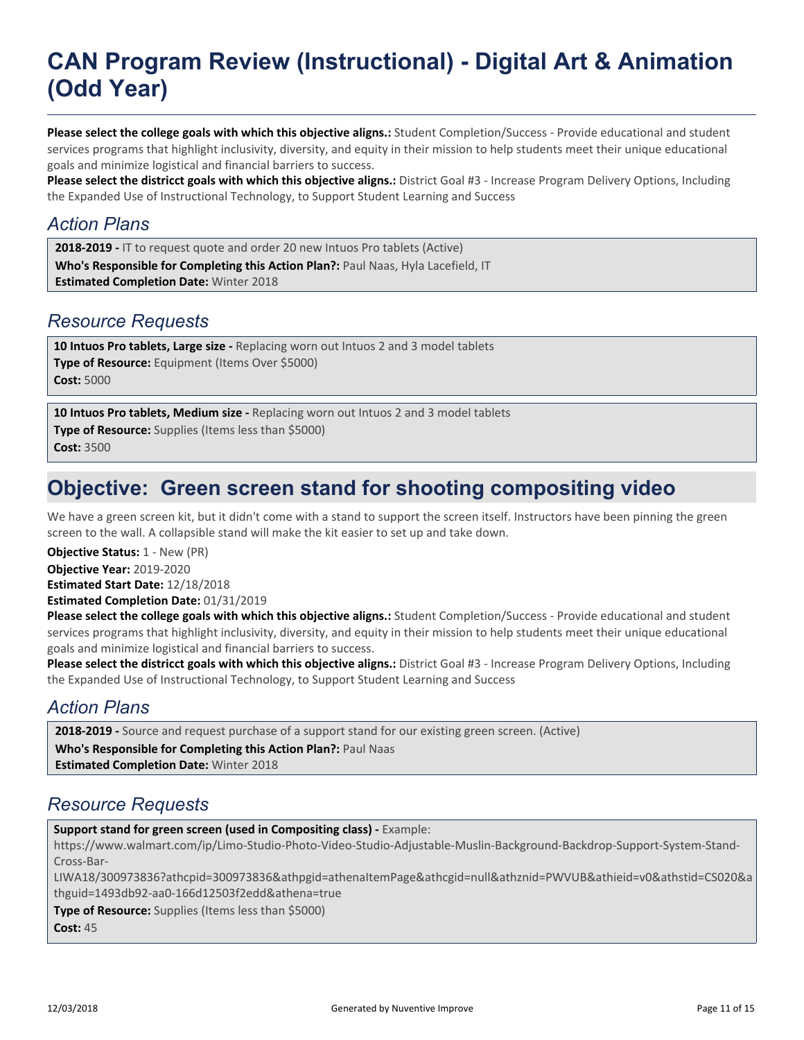# CAN Program Review (Instructional) - Digital Art & Animation (Odd Year)

**Please select the college goals with which this objective aligns.:** Student Completion/Success - Provide educational and student services programs that highlight inclusivity, diversity, and equity in their mission to help students meet their unique educational goals and minimize logistical and financial barriers to success.
**Please select the districct goals with which this objective aligns.:** District Goal #3 - Increase Program Delivery Options, Including the Expanded Use of Instructional Technology, to Support Student Learning and Success

## *Action Plans*

**2018-2019 -** IT to request quote and order 20 new Intuos Pro tablets (Active)
**Who's Responsible for Completing this Action Plan?:** Paul Naas, Hyla Lacefield, IT
**Estimated Completion Date:** Winter 2018

## *Resource Requests*

**10 Intuos Pro tablets, Large size -** Replacing worn out Intuos 2 and 3 model tablets
**Type of Resource:** Equipment (Items Over $5000)
**Cost:** 5000

**10 Intuos Pro tablets, Medium size -** Replacing worn out Intuos 2 and 3 model tablets
**Type of Resource:** Supplies (Items less than $5000)
**Cost:** 3500

# Objective: Green screen stand for shooting compositing video

We have a green screen kit, but it didn't come with a stand to support the screen itself. Instructors have been pinning the green screen to the wall. A collapsible stand will make the kit easier to set up and take down.

**Objective Status:** 1 - New (PR)
**Objective Year:** 2019-2020
**Estimated Start Date:** 12/18/2018
**Estimated Completion Date:** 01/31/2019
**Please select the college goals with which this objective aligns.:** Student Completion/Success - Provide educational and student services programs that highlight inclusivity, diversity, and equity in their mission to help students meet their unique educational goals and minimize logistical and financial barriers to success.
**Please select the districct goals with which this objective aligns.:** District Goal #3 - Increase Program Delivery Options, Including the Expanded Use of Instructional Technology, to Support Student Learning and Success

## *Action Plans*

**2018-2019 -** Source and request purchase of a support stand for our existing green screen. (Active)
**Who's Responsible for Completing this Action Plan?:** Paul Naas
**Estimated Completion Date:** Winter 2018

## *Resource Requests*

**Support stand for green screen (used in Compositing class) -** Example: https://www.walmart.com/ip/Limo-Studio-Photo-Video-Studio-Adjustable-Muslin-Background-Backdrop-Support-System-Stand-Cross-Bar-LIWA18/300973836?athcpid=300973836&athpgid=athenaItemPage&athcgid=null&athznid=PWVUB&athieid=v0&athstid=CS020&athguid=1493db92-aa0-166d12503f2edd&athena=true
**Type of Resource:** Supplies (Items less than $5000)
**Cost:** 45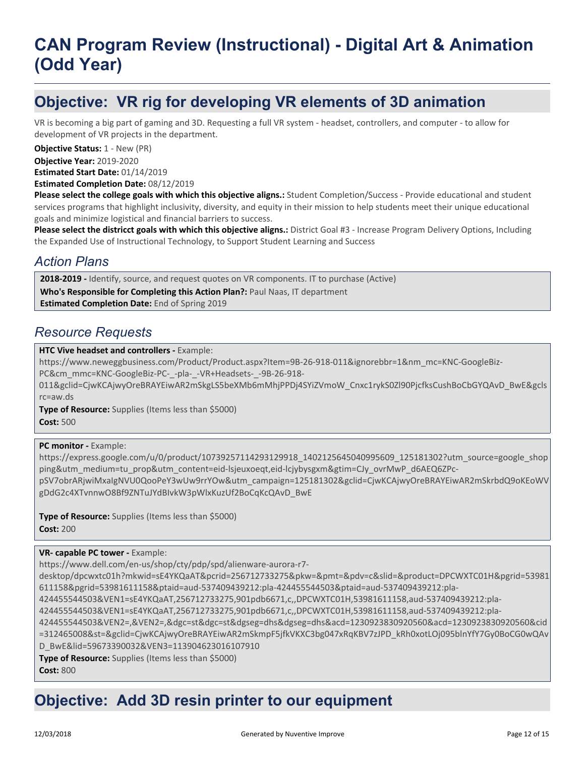# CAN Program Review (Instructional) - Digital Art & Animation (Odd Year)

## Objective: VR rig for developing VR elements of 3D animation

VR is becoming a big part of gaming and 3D. Requesting a full VR system - headset, controllers, and computer - to allow for development of VR projects in the department.

**Objective Status:** 1 - New (PR)

**Objective Year:** 2019-2020

**Estimated Start Date:** 01/14/2019

**Estimated Completion Date:** 08/12/2019

**Please select the college goals with which this objective aligns.:** Student Completion/Success - Provide educational and student services programs that highlight inclusivity, diversity, and equity in their mission to help students meet their unique educational goals and minimize logistical and financial barriers to success.

**Please select the districct goals with which this objective aligns.:** District Goal #3 - Increase Program Delivery Options, Including the Expanded Use of Instructional Technology, to Support Student Learning and Success

### *Action Plans*

**2018-2019 -** Identify, source, and request quotes on VR components. IT to purchase (Active)

**Who's Responsible for Completing this Action Plan?:** Paul Naas, IT department

**Estimated Completion Date:** End of Spring 2019

### *Resource Requests*

**HTC Vive headset and controllers -** Example: https://www.neweggbusiness.com/Product/Product.aspx?Item=9B-26-918-011&ignorebbr=1&nm_mc=KNC-GoogleBiz-PC&cm_mmc=KNC-GoogleBiz-PC-_-pla-_-VR+Headsets-_-9B-26-918-011&gclid=CjwKCAjwyOreBRAYEiwAR2mSkgLS5beXMb6mMhjPPDj4SYiZVmoW_Cnxc1rykS0Zl90PjcfksCushBoCbGYQAvD_BwE&gclsrc=aw.ds

**Type of Resource:** Supplies (Items less than $5000)

**Cost:** 500

**PC monitor -** Example: https://express.google.com/u/0/product/10739257114293129918_1402125645040995609_125181302?utm_source=google_shopping&utm_medium=tu_prop&utm_content=eid-lsjeuxoeqt,eid-lcjybysgxm&gtim=CJy_ovrMwP_d6AEQ6ZPc-pSV7obrARjwiMxaIgNVU0QooPeY3wUw9rrYOw&utm_campaign=125181302&gclid=CjwKCAjwyOreBRAYEiwAR2mSkrbdQ9oKEoWVgDdG2c4XTvnnwO8Bf9ZNTuJYdBIvkW3pWlxKuzUf2BoCqKcQAvD_BwE

**Type of Resource:** Supplies (Items less than $5000)

**Cost:** 200

**VR- capable PC tower -** Example: https://www.dell.com/en-us/shop/cty/pdp/spd/alienware-aurora-r7-desktop/dpcwxtc01h?mkwid=sE4YKQaAT&pcrid=256712733275&pkw=&pmt=&pdv=c&slid=&product=DPCWXTC01H&pgrid=53981611158&pgrid=53981611158&ptaid=aud-537409439212:pla-424455544503&ptaid=aud-537409439212:pla-424455544503&VEN1=sE4YKQaAT,256712733275,901pdb6671,c,,DPCWXTC01H,53981611158,aud-537409439212:pla-424455544503&VEN1=sE4YKQaAT,256712733275,901pdb6671,c,,DPCWXTC01H,53981611158,aud-537409439212:pla-424455544503&VEN2=,&VEN2=,&dgc=st&dgc=st&dgseg=dhs&dgseg=dhs&acd=1230923830920560&acd=1230923830920560&cid=312465008&st=&gclid=CjwKCAjwyOreBRAYEiwAR2mSkmpF5jfkVKXC3bg047xRqKBV7zJPD_kRh0xotLOj095blnYfY7Gy0BoCG0wQAvD_BwE&lid=59673390032&VEN3=113904623016107910

**Type of Resource:** Supplies (Items less than $5000)

**Cost:** 800

## Objective: Add 3D resin printer to our equipment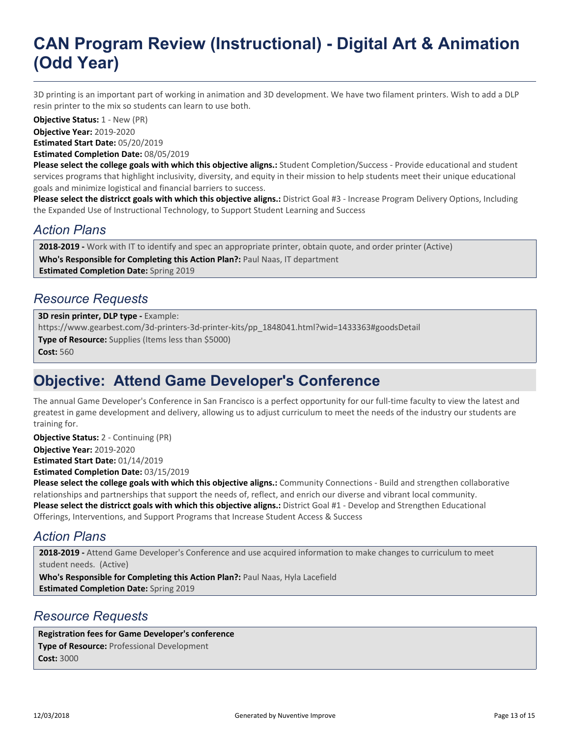# CAN Program Review (Instructional) - Digital Art & Animation (Odd Year)

3D printing is an important part of working in animation and 3D development. We have two filament printers. Wish to add a DLP resin printer to the mix so students can learn to use both.

**Objective Status:** 1 - New (PR)
**Objective Year:** 2019-2020
**Estimated Start Date:** 05/20/2019
**Estimated Completion Date:** 08/05/2019
**Please select the college goals with which this objective aligns.:** Student Completion/Success - Provide educational and student services programs that highlight inclusivity, diversity, and equity in their mission to help students meet their unique educational goals and minimize logistical and financial barriers to success.
**Please select the districct goals with which this objective aligns.:** District Goal #3 - Increase Program Delivery Options, Including the Expanded Use of Instructional Technology, to Support Student Learning and Success

### *Action Plans*

**2018-2019 -** Work with IT to identify and spec an appropriate printer, obtain quote, and order printer (Active)
**Who's Responsible for Completing this Action Plan?:** Paul Naas, IT department
**Estimated Completion Date:** Spring 2019

### *Resource Requests*

**3D resin printer, DLP type -** Example: https://www.gearbest.com/3d-printers-3d-printer-kits/pp_1848041.html?wid=1433363#goodsDetail
**Type of Resource:** Supplies (Items less than $5000)
**Cost:** 560

## Objective: Attend Game Developer's Conference

The annual Game Developer's Conference in San Francisco is a perfect opportunity for our full-time faculty to view the latest and greatest in game development and delivery, allowing us to adjust curriculum to meet the needs of the industry our students are training for.

**Objective Status:** 2 - Continuing (PR)
**Objective Year:** 2019-2020
**Estimated Start Date:** 01/14/2019
**Estimated Completion Date:** 03/15/2019
**Please select the college goals with which this objective aligns.:** Community Connections - Build and strengthen collaborative relationships and partnerships that support the needs of, reflect, and enrich our diverse and vibrant local community.
**Please select the districct goals with which this objective aligns.:** District Goal #1 - Develop and Strengthen Educational Offerings, Interventions, and Support Programs that Increase Student Access & Success

### *Action Plans*

**2018-2019 -** Attend Game Developer's Conference and use acquired information to make changes to curriculum to meet student needs. (Active)
**Who's Responsible for Completing this Action Plan?:** Paul Naas, Hyla Lacefield
**Estimated Completion Date:** Spring 2019

### *Resource Requests*

**Registration fees for Game Developer's conference**
**Type of Resource:** Professional Development
**Cost:** 3000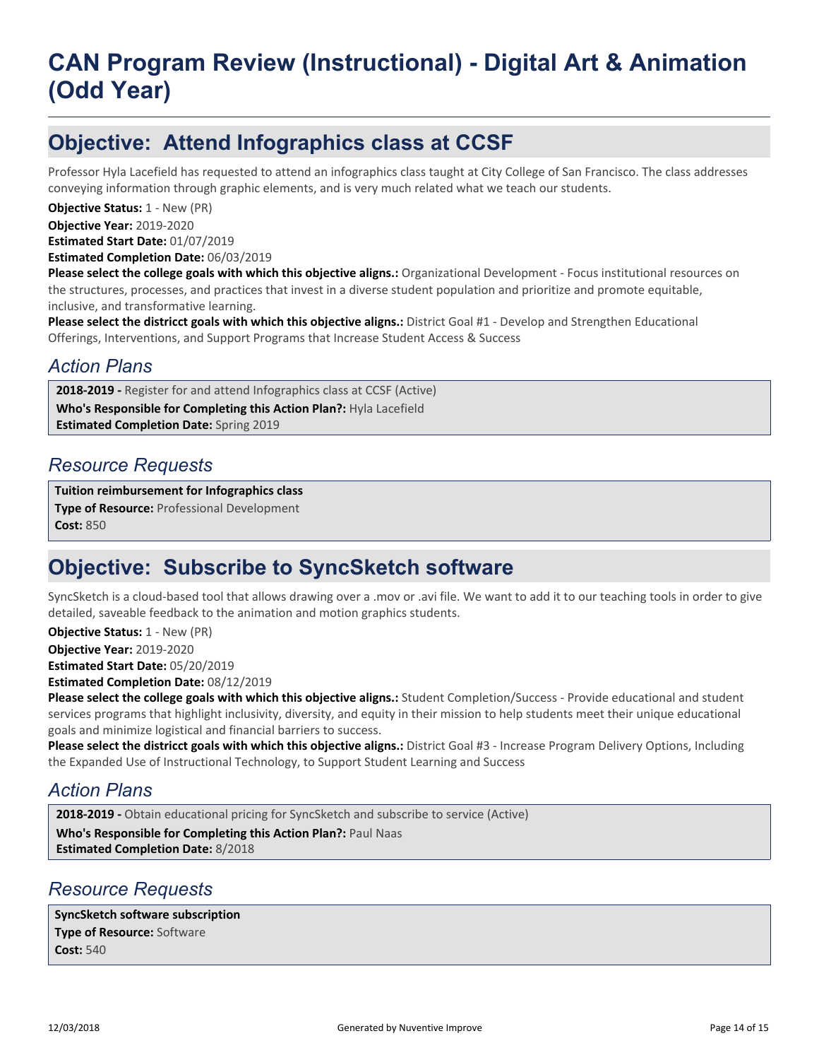# CAN Program Review (Instructional) - Digital Art & Animation (Odd Year)

## Objective: Attend Infographics class at CCSF

Professor Hyla Lacefield has requested to attend an infographics class taught at City College of San Francisco. The class addresses conveying information through graphic elements, and is very much related what we teach our students.

**Objective Status:** 1 - New (PR)
**Objective Year:** 2019-2020
**Estimated Start Date:** 01/07/2019
**Estimated Completion Date:** 06/03/2019
**Please select the college goals with which this objective aligns.:** Organizational Development - Focus institutional resources on the structures, processes, and practices that invest in a diverse student population and prioritize and promote equitable, inclusive, and transformative learning.
**Please select the districct goals with which this objective aligns.:** District Goal #1 - Develop and Strengthen Educational Offerings, Interventions, and Support Programs that Increase Student Access & Success

### *Action Plans*

**2018-2019 -** Register for and attend Infographics class at CCSF (Active)
**Who's Responsible for Completing this Action Plan?:** Hyla Lacefield
**Estimated Completion Date:** Spring 2019

### *Resource Requests*

**Tuition reimbursement for Infographics class**
**Type of Resource:** Professional Development
**Cost:** 850

## Objective: Subscribe to SyncSketch software

SyncSketch is a cloud-based tool that allows drawing over a .mov or .avi file. We want to add it to our teaching tools in order to give detailed, saveable feedback to the animation and motion graphics students.

**Objective Status:** 1 - New (PR)
**Objective Year:** 2019-2020
**Estimated Start Date:** 05/20/2019
**Estimated Completion Date:** 08/12/2019
**Please select the college goals with which this objective aligns.:** Student Completion/Success - Provide educational and student services programs that highlight inclusivity, diversity, and equity in their mission to help students meet their unique educational goals and minimize logistical and financial barriers to success.
**Please select the districct goals with which this objective aligns.:** District Goal #3 - Increase Program Delivery Options, Including the Expanded Use of Instructional Technology, to Support Student Learning and Success

### *Action Plans*

**2018-2019 -** Obtain educational pricing for SyncSketch and subscribe to service (Active)
**Who's Responsible for Completing this Action Plan?:** Paul Naas
**Estimated Completion Date:** 8/2018

### *Resource Requests*

**SyncSketch software subscription**
**Type of Resource:** Software
**Cost:** 540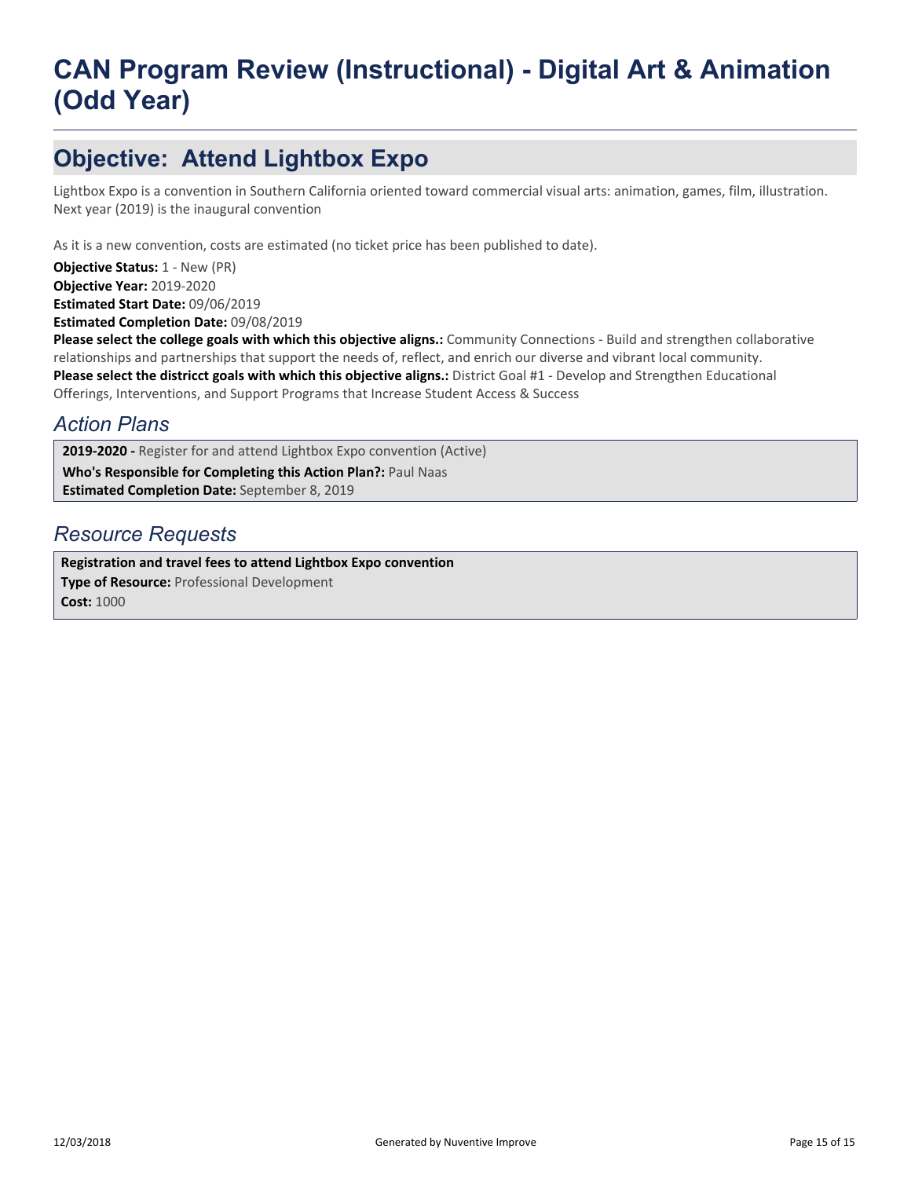# CAN Program Review (Instructional) - Digital Art & Animation (Odd Year)

## Objective: Attend Lightbox Expo

Lightbox Expo is a convention in Southern California oriented toward commercial visual arts: animation, games, film, illustration. Next year (2019) is the inaugural convention

As it is a new convention, costs are estimated (no ticket price has been published to date).

**Objective Status:** 1 - New (PR)
**Objective Year:** 2019-2020
**Estimated Start Date:** 09/06/2019
**Estimated Completion Date:** 09/08/2019
**Please select the college goals with which this objective aligns.:** Community Connections - Build and strengthen collaborative relationships and partnerships that support the needs of, reflect, and enrich our diverse and vibrant local community.
**Please select the districct goals with which this objective aligns.:** District Goal #1 - Develop and Strengthen Educational Offerings, Interventions, and Support Programs that Increase Student Access & Success

### *Action Plans*

**2019-2020 -** Register for and attend Lightbox Expo convention (Active)
**Who's Responsible for Completing this Action Plan?:** Paul Naas
**Estimated Completion Date:** September 8, 2019

### *Resource Requests*

**Registration and travel fees to attend Lightbox Expo convention**
**Type of Resource:** Professional Development
**Cost:** 1000